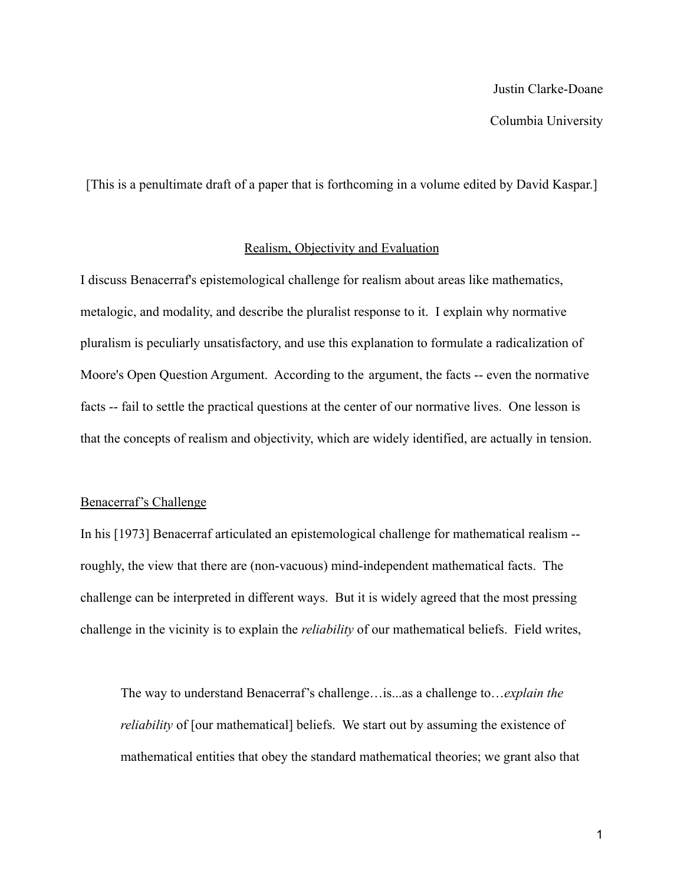Justin Clarke-Doane

Columbia University

[This is a penultimate draft of a paper that is forthcoming in a volume edited by David Kaspar.]

# Realism, Objectivity and Evaluation

I discuss Benacerraf's epistemological challenge for realism about areas like mathematics, metalogic, and modality, and describe the pluralist response to it. I explain why normative pluralism is peculiarly unsatisfactory, and use this explanation to formulate a radicalization of Moore's Open Question Argument. According to the argument, the facts -- even the normative facts -- fail to settle the practical questions at the center of our normative lives. One lesson is that the concepts of realism and objectivity, which are widely identified, are actually in tension.

## Benacerraf's Challenge

In his [1973] Benacerraf articulated an epistemological challenge for mathematical realism -- roughly, the view that there are (non-vacuous) mind-independent mathematical facts. The challenge can be interpreted in different ways. But it is widely agreed that the most pressing challenge in the vicinity is to explain the *reliability* of our mathematical beliefs. Field writes,

> The way to understand Benacerraf's challenge…is...as a challenge to…*explain the reliability* of [our mathematical] beliefs. We start out by assuming the existence of mathematical entities that obey the standard mathematical theories; we grant also that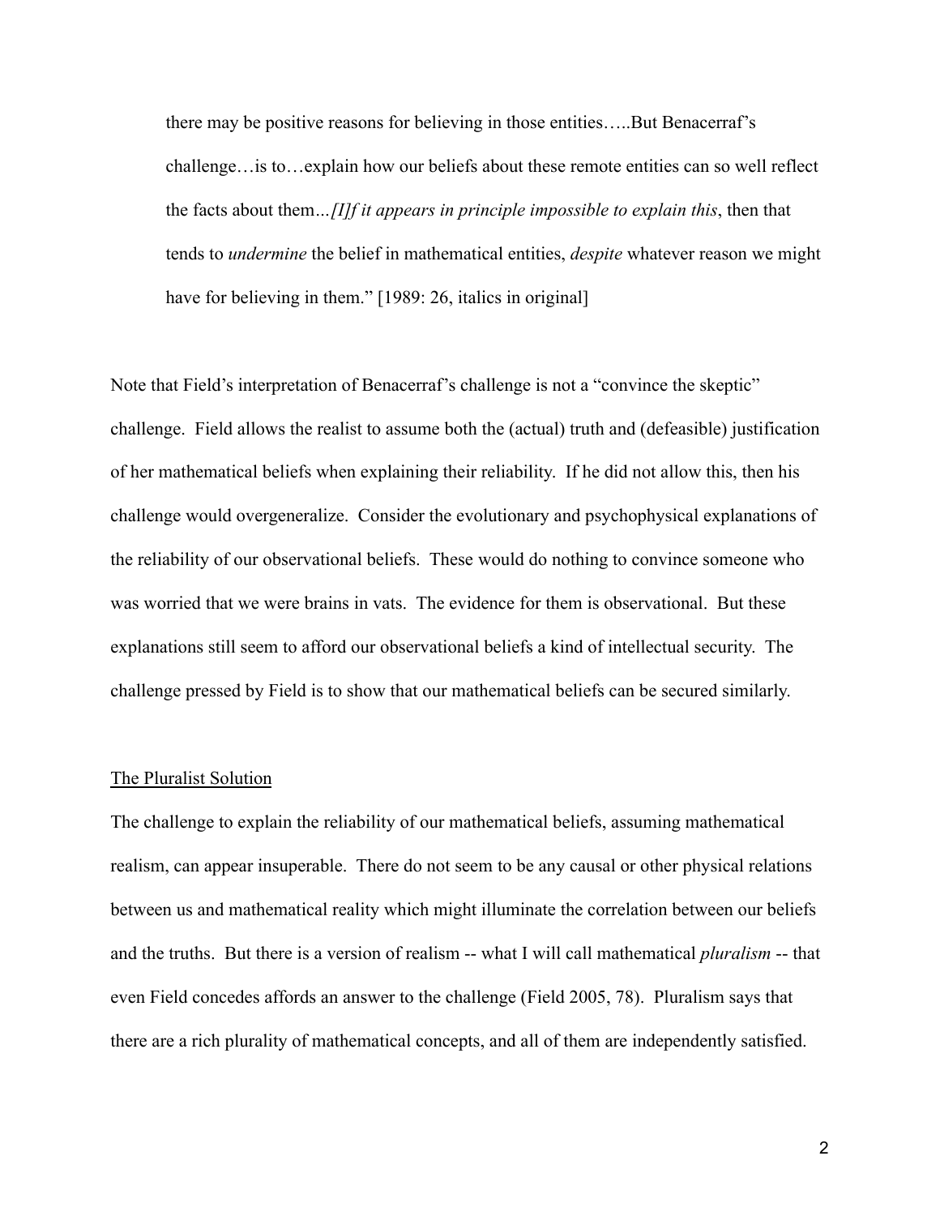> there may be positive reasons for believing in those entities…..But Benacerraf's challenge…is to…explain how our beliefs about these remote entities can so well reflect the facts about them…*[I]f it appears in principle impossible to explain this*, then that tends to *undermine* the belief in mathematical entities, *despite* whatever reason we might have for believing in them." [1989: 26, italics in original]

Note that Field's interpretation of Benacerraf's challenge is not a "convince the skeptic" challenge. Field allows the realist to assume both the (actual) truth and (defeasible) justification of her mathematical beliefs when explaining their reliability. If he did not allow this, then his challenge would overgeneralize. Consider the evolutionary and psychophysical explanations of the reliability of our observational beliefs. These would do nothing to convince someone who was worried that we were brains in vats. The evidence for them is observational. But these explanations still seem to afford our observational beliefs a kind of intellectual security. The challenge pressed by Field is to show that our mathematical beliefs can be secured similarly.

## The Pluralist Solution

The challenge to explain the reliability of our mathematical beliefs, assuming mathematical realism, can appear insuperable. There do not seem to be any causal or other physical relations between us and mathematical reality which might illuminate the correlation between our beliefs and the truths. But there is a version of realism -- what I will call mathematical *pluralism* -- that even Field concedes affords an answer to the challenge (Field 2005, 78). Pluralism says that there are a rich plurality of mathematical concepts, and all of them are independently satisfied.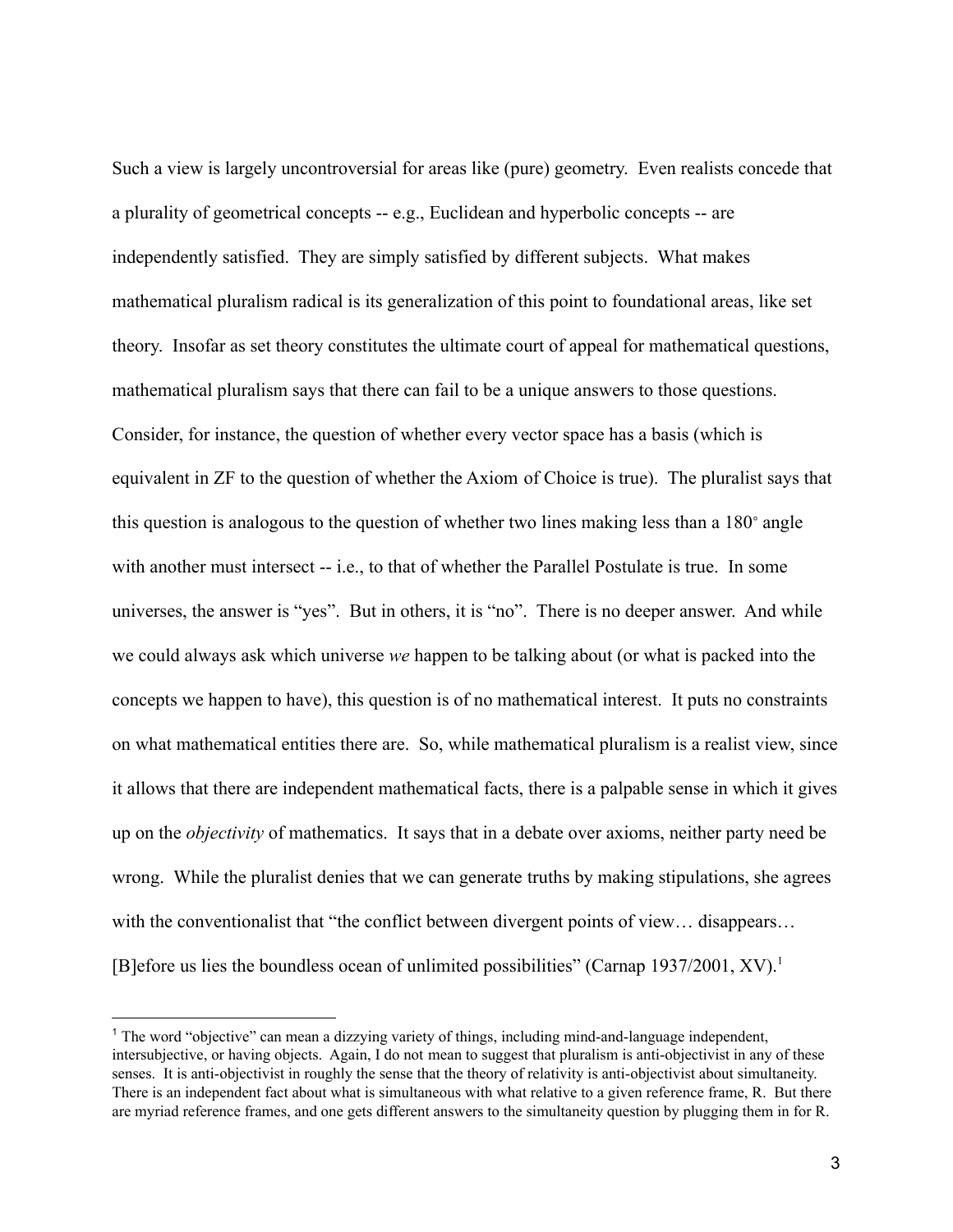Such a view is largely uncontroversial for areas like (pure) geometry. Even realists concede that a plurality of geometrical concepts -- e.g., Euclidean and hyperbolic concepts -- are independently satisfied. They are simply satisfied by different subjects. What makes mathematical pluralism radical is its generalization of this point to foundational areas, like set theory. Insofar as set theory constitutes the ultimate court of appeal for mathematical questions, mathematical pluralism says that there can fail to be a unique answers to those questions. Consider, for instance, the question of whether every vector space has a basis (which is equivalent in ZF to the question of whether the Axiom of Choice is true). The pluralist says that this question is analogous to the question of whether two lines making less than a 180° angle with another must intersect -- i.e., to that of whether the Parallel Postulate is true. In some universes, the answer is "yes". But in others, it is "no". There is no deeper answer. And while we could always ask which universe *we* happen to be talking about (or what is packed into the concepts we happen to have), this question is of no mathematical interest. It puts no constraints on what mathematical entities there are. So, while mathematical pluralism is a realist view, since it allows that there are independent mathematical facts, there is a palpable sense in which it gives up on the *objectivity* of mathematics. It says that in a debate over axioms, neither party need be wrong. While the pluralist denies that we can generate truths by making stipulations, she agrees with the conventionalist that "the conflict between divergent points of view… disappears… [B]efore us lies the boundless ocean of unlimited possibilities" (Carnap 1937/2001, XV).[1]

[1] The word "objective" can mean a dizzying variety of things, including mind-and-language independent, intersubjective, or having objects. Again, I do not mean to suggest that pluralism is anti-objectivist in any of these senses. It is anti-objectivist in roughly the sense that the theory of relativity is anti-objectivist about simultaneity. There is an independent fact about what is simultaneous with what relative to a given reference frame, R. But there are myriad reference frames, and one gets different answers to the simultaneity question by plugging them in for R.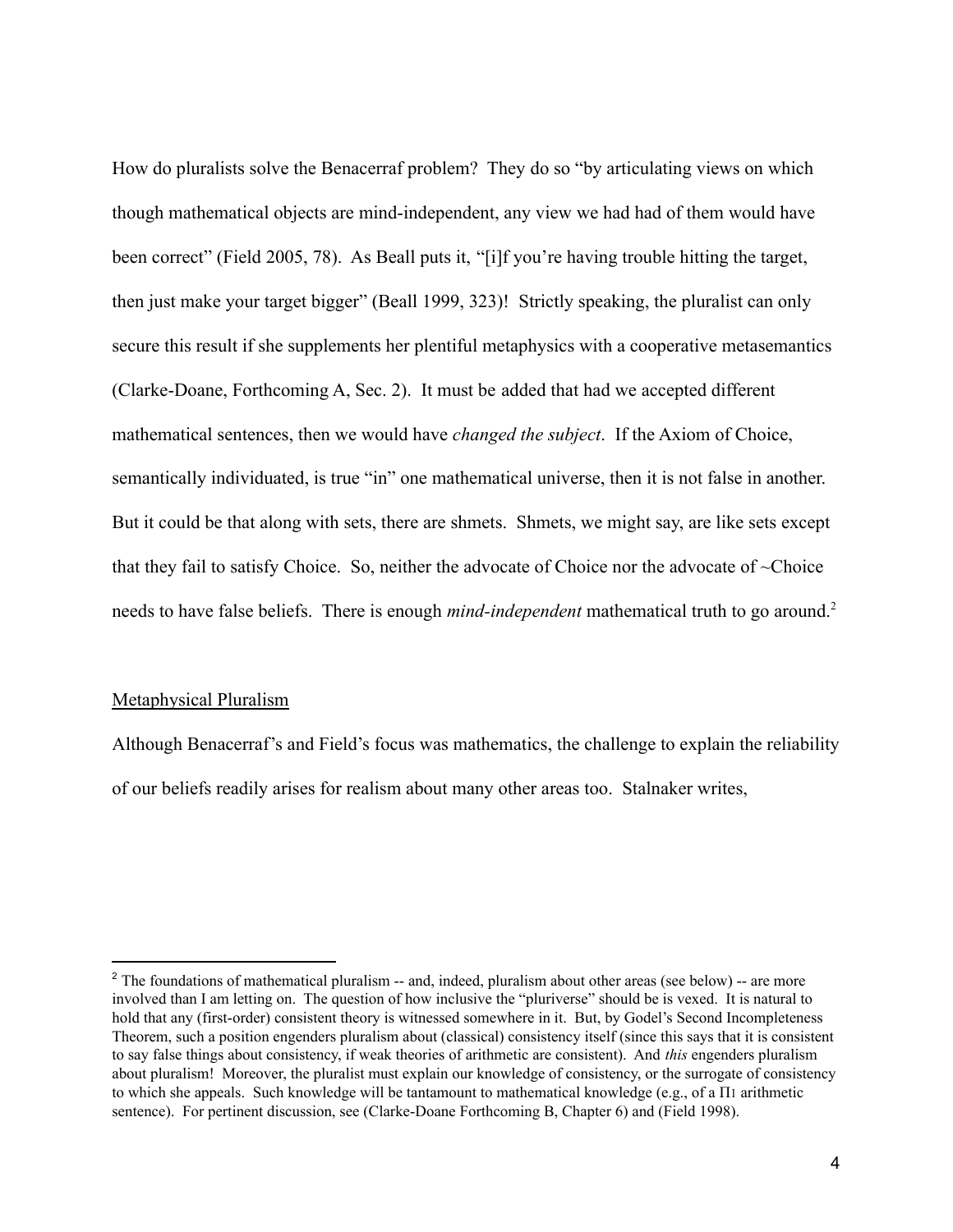How do pluralists solve the Benacerraf problem? They do so "by articulating views on which though mathematical objects are mind-independent, any view we had had of them would have been correct" (Field 2005, 78). As Beall puts it, "[i]f you're having trouble hitting the target, then just make your target bigger" (Beall 1999, 323)! Strictly speaking, the pluralist can only secure this result if she supplements her plentiful metaphysics with a cooperative metasemantics (Clarke-Doane, Forthcoming A, Sec. 2). It must be added that had we accepted different mathematical sentences, then we would have *changed the subject*. If the Axiom of Choice, semantically individuated, is true "in" one mathematical universe, then it is not false in another. But it could be that along with sets, there are shmets. Shmets, we might say, are like sets except that they fail to satisfy Choice. So, neither the advocate of Choice nor the advocate of ~Choice needs to have false beliefs. There is enough *mind-independent* mathematical truth to go around.[2]

<u>Metaphysical Pluralism</u>

Although Benacerraf's and Field's focus was mathematics, the challenge to explain the reliability of our beliefs readily arises for realism about many other areas too. Stalnaker writes,

---

[2] The foundations of mathematical pluralism -- and, indeed, pluralism about other areas (see below) -- are more involved than I am letting on. The question of how inclusive the "pluriverse" should be is vexed. It is natural to hold that any (first-order) consistent theory is witnessed somewhere in it. But, by Godel's Second Incompleteness Theorem, such a position engenders pluralism about (classical) consistency itself (since this says that it is consistent to say false things about consistency, if weak theories of arithmetic are consistent). And *this* engenders pluralism about pluralism! Moreover, the pluralist must explain our knowledge of consistency, or the surrogate of consistency to which she appeals. Such knowledge will be tantamount to mathematical knowledge (e.g., of a $\Pi_1$ arithmetic sentence). For pertinent discussion, see (Clarke-Doane Forthcoming B, Chapter 6) and (Field 1998).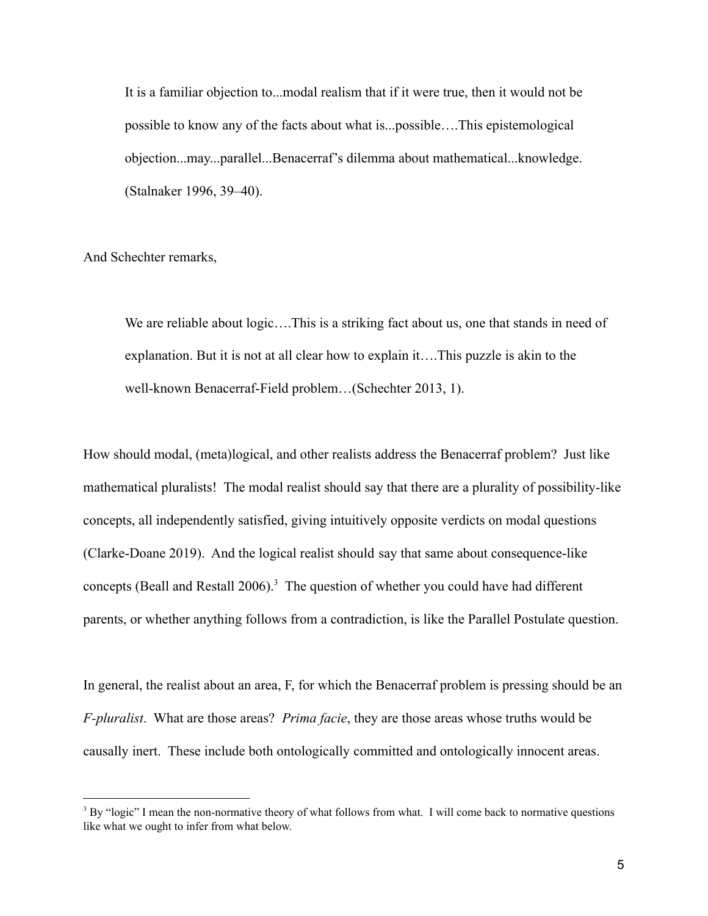> It is a familiar objection to...modal realism that if it were true, then it would not be possible to know any of the facts about what is...possible….This epistemological objection...may...parallel...Benacerraf's dilemma about mathematical...knowledge. (Stalnaker 1996, 39–40).

And Schechter remarks,

> We are reliable about logic….This is a striking fact about us, one that stands in need of explanation. But it is not at all clear how to explain it….This puzzle is akin to the well-known Benacerraf-Field problem…(Schechter 2013, 1).

How should modal, (meta)logical, and other realists address the Benacerraf problem? Just like mathematical pluralists! The modal realist should say that there are a plurality of possibility-like concepts, all independently satisfied, giving intuitively opposite verdicts on modal questions (Clarke-Doane 2019). And the logical realist should say that same about consequence-like concepts (Beall and Restall 2006).[3] The question of whether you could have had different parents, or whether anything follows from a contradiction, is like the Parallel Postulate question.

In general, the realist about an area, F, for which the Benacerraf problem is pressing should be an *F-pluralist*. What are those areas? *Prima facie*, they are those areas whose truths would be causally inert. These include both ontologically committed and ontologically innocent areas.

[3] By "logic" I mean the non-normative theory of what follows from what. I will come back to normative questions like what we ought to infer from what below.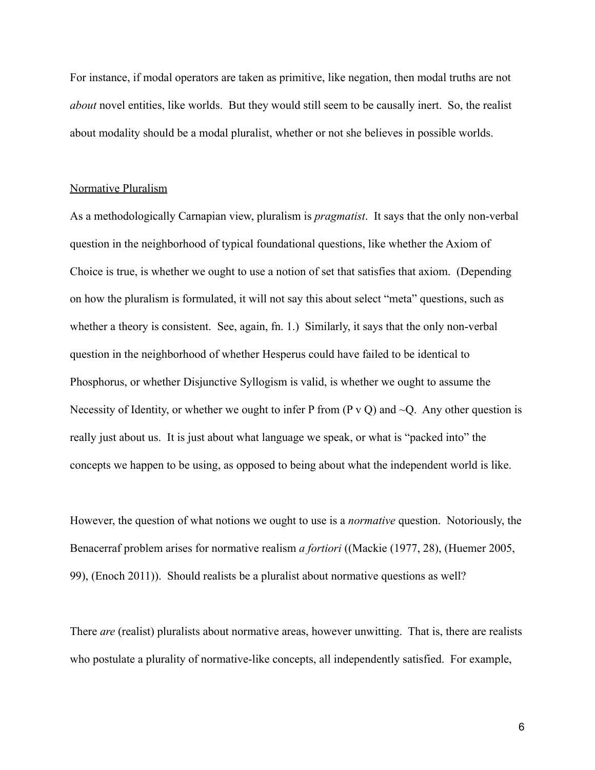For instance, if modal operators are taken as primitive, like negation, then modal truths are not *about* novel entities, like worlds. But they would still seem to be causally inert. So, the realist about modality should be a modal pluralist, whether or not she believes in possible worlds.

Normative Pluralism

As a methodologically Carnapian view, pluralism is *pragmatist*. It says that the only non-verbal question in the neighborhood of typical foundational questions, like whether the Axiom of Choice is true, is whether we ought to use a notion of set that satisfies that axiom. (Depending on how the pluralism is formulated, it will not say this about select "meta" questions, such as whether a theory is consistent. See, again, fn. 1.) Similarly, it says that the only non-verbal question in the neighborhood of whether Hesperus could have failed to be identical to Phosphorus, or whether Disjunctive Syllogism is valid, is whether we ought to assume the Necessity of Identity, or whether we ought to infer P from (P v Q) and ~Q. Any other question is really just about us. It is just about what language we speak, or what is "packed into" the concepts we happen to be using, as opposed to being about what the independent world is like.

However, the question of what notions we ought to use is a *normative* question. Notoriously, the Benacerraf problem arises for normative realism *a fortiori* ((Mackie (1977, 28), (Huemer 2005, 99), (Enoch 2011)). Should realists be a pluralist about normative questions as well?

There *are* (realist) pluralists about normative areas, however unwitting. That is, there are realists who postulate a plurality of normative-like concepts, all independently satisfied. For example,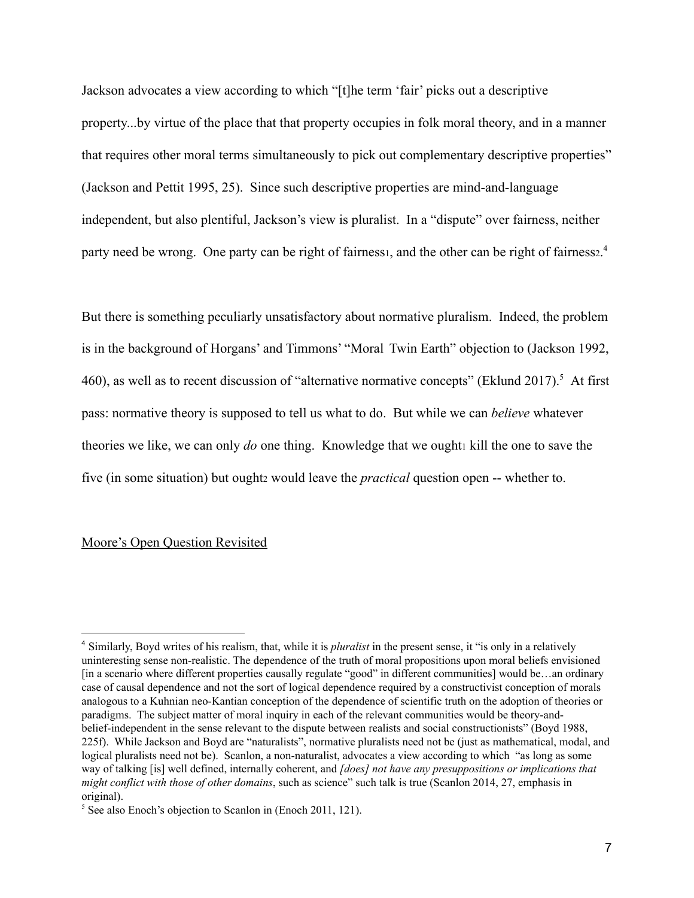Jackson advocates a view according to which "[t]he term 'fair' picks out a descriptive property...by virtue of the place that that property occupies in folk moral theory, and in a manner that requires other moral terms simultaneously to pick out complementary descriptive properties" (Jackson and Pettit 1995, 25). Since such descriptive properties are mind-and-language independent, but also plentiful, Jackson's view is pluralist. In a "dispute" over fairness, neither party need be wrong. One party can be right of $fairness_1$, and the other can be right of $fairness_2$.[4]

But there is something peculiarly unsatisfactory about normative pluralism. Indeed, the problem is in the background of Horgans' and Timmons' "Moral Twin Earth" objection to (Jackson 1992, 460), as well as to recent discussion of "alternative normative concepts" (Eklund 2017).[5] At first pass: normative theory is supposed to tell us what to do. But while we can *believe* whatever theories we like, we can only *do* one thing. Knowledge that we $ought_1$ kill the one to save the five (in some situation) but $ought_2$ would leave the *practical* question open -- whether to.

## Moore's Open Question Revisited

---

[4] Similarly, Boyd writes of his realism, that, while it is *pluralist* in the present sense, it "is only in a relatively uninteresting sense non-realistic. The dependence of the truth of moral propositions upon moral beliefs envisioned [in a scenario where different properties causally regulate "good" in different communities] would be…an ordinary case of causal dependence and not the sort of logical dependence required by a constructivist conception of morals analogous to a Kuhnian neo-Kantian conception of the dependence of scientific truth on the adoption of theories or paradigms. The subject matter of moral inquiry in each of the relevant communities would be theory-and-belief-independent in the sense relevant to the dispute between realists and social constructionists" (Boyd 1988, 225f). While Jackson and Boyd are "naturalists", normative pluralists need not be (just as mathematical, modal, and logical pluralists need not be). Scanlon, a non-naturalist, advocates a view according to which "as long as some way of talking [is] well defined, internally coherent, and *[does] not have any presuppositions or implications that might conflict with those of other domains*, such as science" such talk is true (Scanlon 2014, 27, emphasis in original).

[5] See also Enoch's objection to Scanlon in (Enoch 2011, 121).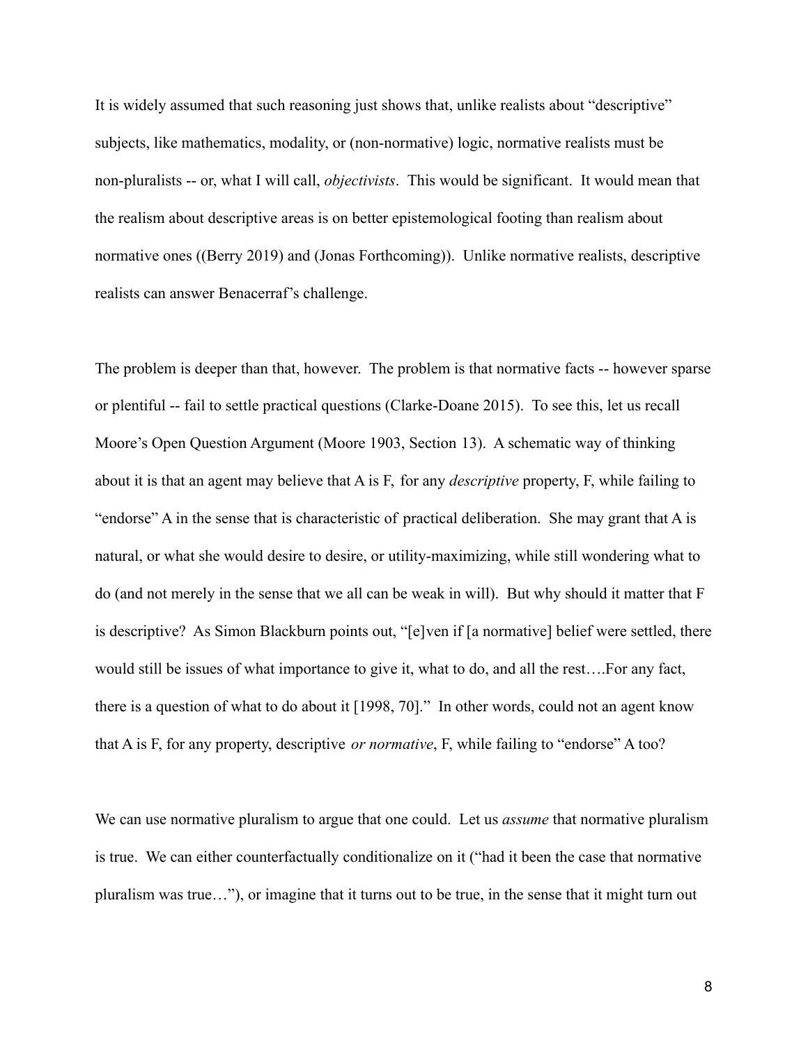It is widely assumed that such reasoning just shows that, unlike realists about "descriptive" subjects, like mathematics, modality, or (non-normative) logic, normative realists must be non-pluralists -- or, what I will call, *objectivists*. This would be significant. It would mean that the realism about descriptive areas is on better epistemological footing than realism about normative ones ((Berry 2019) and (Jonas Forthcoming)). Unlike normative realists, descriptive realists can answer Benacerraf's challenge.

The problem is deeper than that, however. The problem is that normative facts -- however sparse or plentiful -- fail to settle practical questions (Clarke-Doane 2015). To see this, let us recall Moore's Open Question Argument (Moore 1903, Section 13). A schematic way of thinking about it is that an agent may believe that A is F, for any *descriptive* property, F, while failing to "endorse" A in the sense that is characteristic of practical deliberation. She may grant that A is natural, or what she would desire to desire, or utility-maximizing, while still wondering what to do (and not merely in the sense that we all can be weak in will). But why should it matter that F is descriptive? As Simon Blackburn points out, "[e]ven if [a normative] belief were settled, there would still be issues of what importance to give it, what to do, and all the rest….For any fact, there is a question of what to do about it [1998, 70]." In other words, could not an agent know that A is F, for any property, descriptive *or normative*, F, while failing to "endorse" A too?

We can use normative pluralism to argue that one could. Let us *assume* that normative pluralism is true. We can either counterfactually conditionalize on it ("had it been the case that normative pluralism was true…"), or imagine that it turns out to be true, in the sense that it might turn out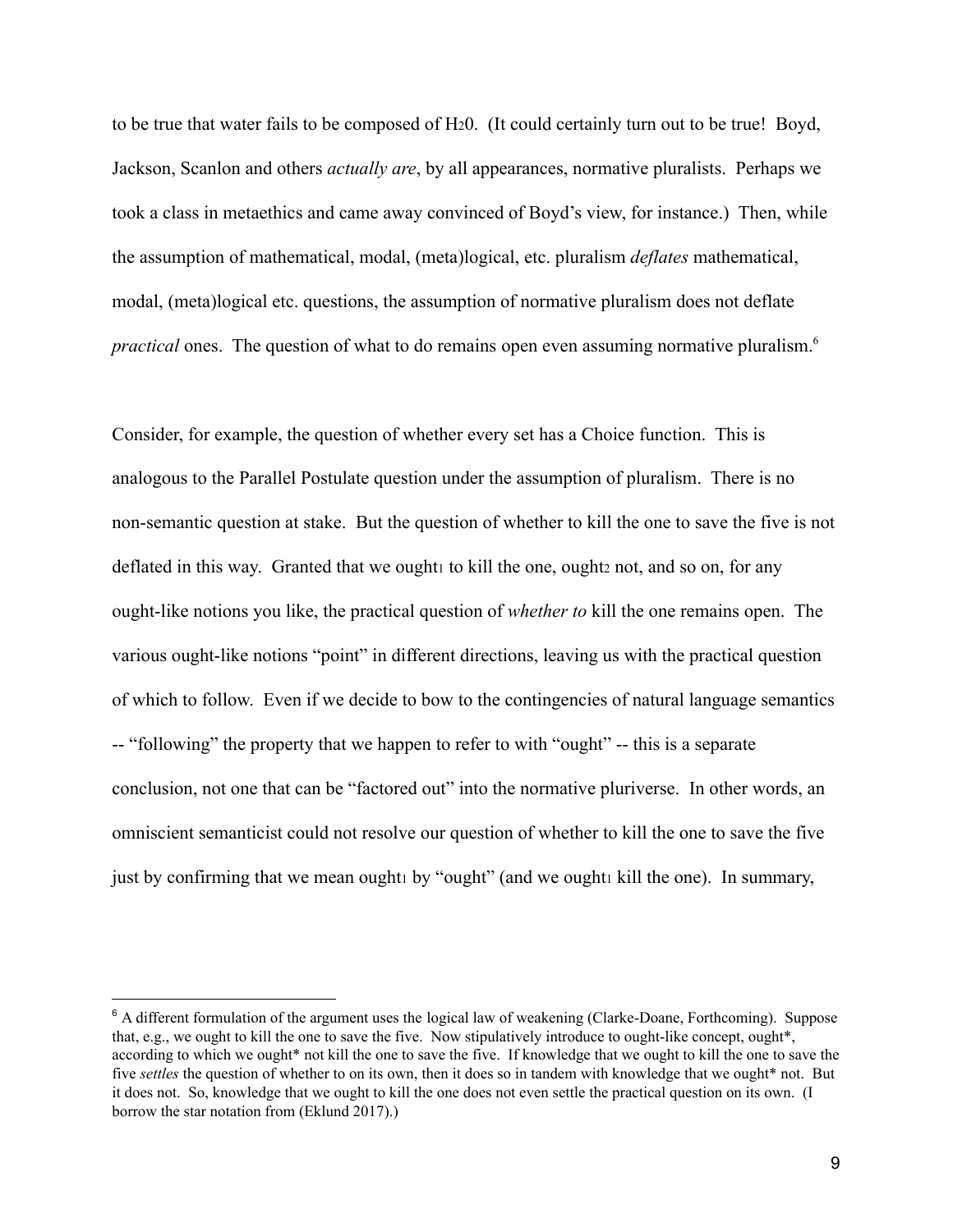to be true that water fails to be composed of $H_20$. (It could certainly turn out to be true! Boyd, Jackson, Scanlon and others *actually are*, by all appearances, normative pluralists. Perhaps we took a class in metaethics and came away convinced of Boyd's view, for instance.) Then, while the assumption of mathematical, modal, (meta)logical, etc. pluralism *deflates* mathematical, modal, (meta)logical etc. questions, the assumption of normative pluralism does not deflate *practical* ones. The question of what to do remains open even assuming normative pluralism.[6]

Consider, for example, the question of whether every set has a Choice function. This is analogous to the Parallel Postulate question under the assumption of pluralism. There is no non-semantic question at stake. But the question of whether to kill the one to save the five is not deflated in this way. Granted that we $ought_1$ to kill the one, $ought_2$ not, and so on, for any ought-like notions you like, the practical question of *whether to* kill the one remains open. The various ought-like notions "point" in different directions, leaving us with the practical question of which to follow. Even if we decide to bow to the contingencies of natural language semantics -- "following" the property that we happen to refer to with "ought" -- this is a separate conclusion, not one that can be "factored out" into the normative pluriverse. In other words, an omniscient semanticist could not resolve our question of whether to kill the one to save the five just by confirming that we mean $ought_1$ by "ought" (and we $ought_1$ kill the one). In summary,

---

[6] A different formulation of the argument uses the logical law of weakening (Clarke-Doane, Forthcoming). Suppose that, e.g., we ought to kill the one to save the five. Now stipulatively introduce to ought-like concept, ought*, according to which we ought* not kill the one to save the five. If knowledge that we ought to kill the one to save the five *settles* the question of whether to on its own, then it does so in tandem with knowledge that we ought* not. But it does not. So, knowledge that we ought to kill the one does not even settle the practical question on its own. (I borrow the star notation from (Eklund 2017).)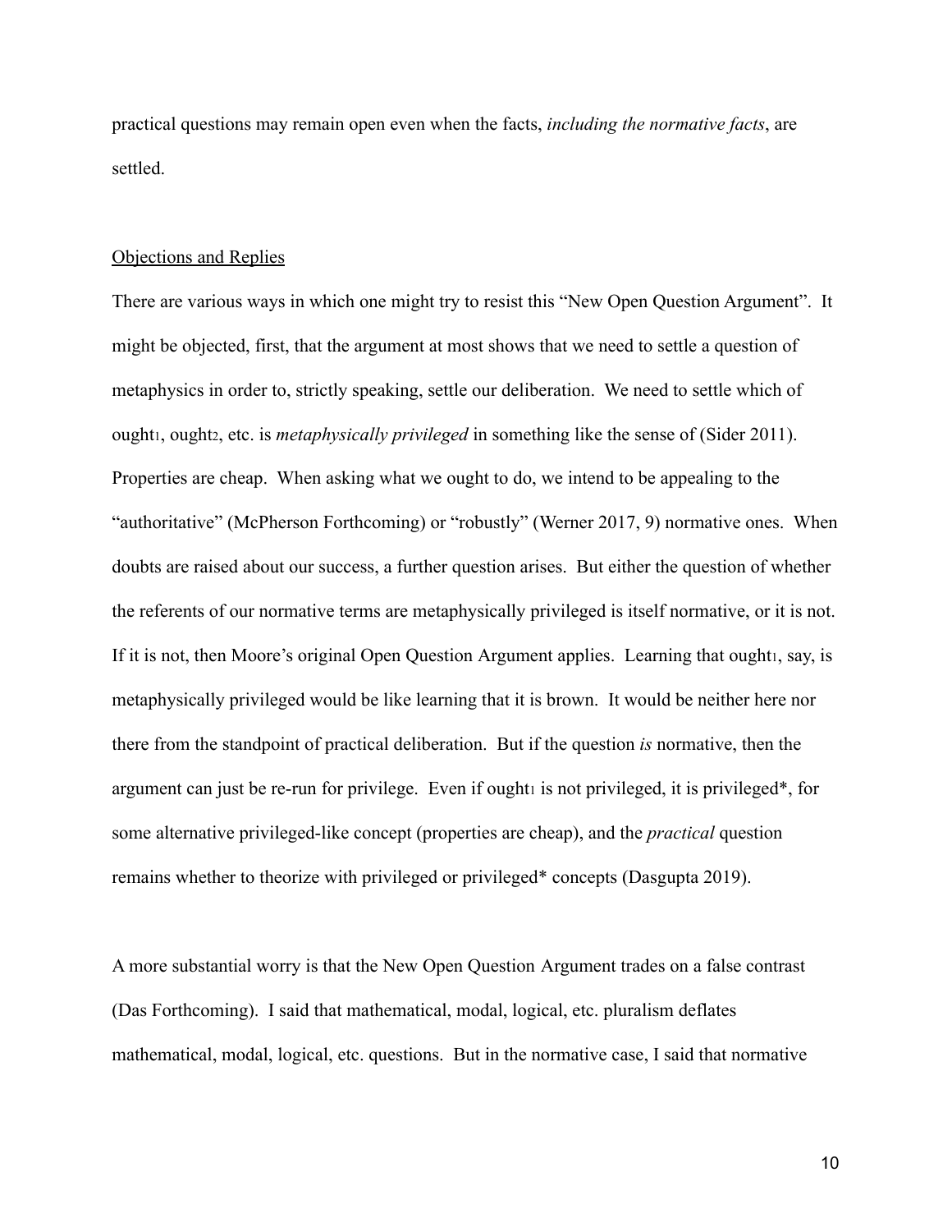practical questions may remain open even when the facts, *including the normative facts*, are settled.

Objections and Replies

There are various ways in which one might try to resist this "New Open Question Argument". It might be objected, first, that the argument at most shows that we need to settle a question of metaphysics in order to, strictly speaking, settle our deliberation. We need to settle which of $ought_1$, $ought_2$, etc. is *metaphysically privileged* in something like the sense of (Sider 2011). Properties are cheap. When asking what we ought to do, we intend to be appealing to the "authoritative" (McPherson Forthcoming) or "robustly" (Werner 2017, 9) normative ones. When doubts are raised about our success, a further question arises. But either the question of whether the referents of our normative terms are metaphysically privileged is itself normative, or it is not. If it is not, then Moore's original Open Question Argument applies. Learning that $ought_1$, say, is metaphysically privileged would be like learning that it is brown. It would be neither here nor there from the standpoint of practical deliberation. But if the question *is* normative, then the argument can just be re-run for privilege. Even if $ought_1$ is not privileged, it is privileged*, for some alternative privileged-like concept (properties are cheap), and the *practical* question remains whether to theorize with privileged or privileged* concepts (Dasgupta 2019).

A more substantial worry is that the New Open Question Argument trades on a false contrast (Das Forthcoming). I said that mathematical, modal, logical, etc. pluralism deflates mathematical, modal, logical, etc. questions. But in the normative case, I said that normative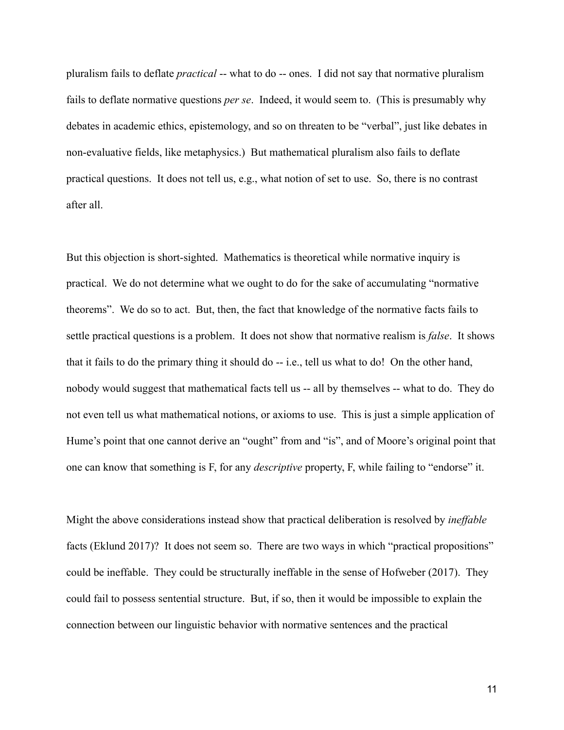pluralism fails to deflate *practical* -- what to do -- ones. I did not say that normative pluralism fails to deflate normative questions *per se*. Indeed, it would seem to. (This is presumably why debates in academic ethics, epistemology, and so on threaten to be "verbal", just like debates in non-evaluative fields, like metaphysics.) But mathematical pluralism also fails to deflate practical questions. It does not tell us, e.g., what notion of set to use. So, there is no contrast after all.

But this objection is short-sighted. Mathematics is theoretical while normative inquiry is practical. We do not determine what we ought to do for the sake of accumulating "normative theorems". We do so to act. But, then, the fact that knowledge of the normative facts fails to settle practical questions is a problem. It does not show that normative realism is *false*. It shows that it fails to do the primary thing it should do -- i.e., tell us what to do! On the other hand, nobody would suggest that mathematical facts tell us -- all by themselves -- what to do. They do not even tell us what mathematical notions, or axioms to use. This is just a simple application of Hume's point that one cannot derive an "ought" from and "is", and of Moore's original point that one can know that something is F, for any *descriptive* property, F, while failing to "endorse" it.

Might the above considerations instead show that practical deliberation is resolved by *ineffable* facts (Eklund 2017)? It does not seem so. There are two ways in which "practical propositions" could be ineffable. They could be structurally ineffable in the sense of Hofweber (2017). They could fail to possess sentential structure. But, if so, then it would be impossible to explain the connection between our linguistic behavior with normative sentences and the practical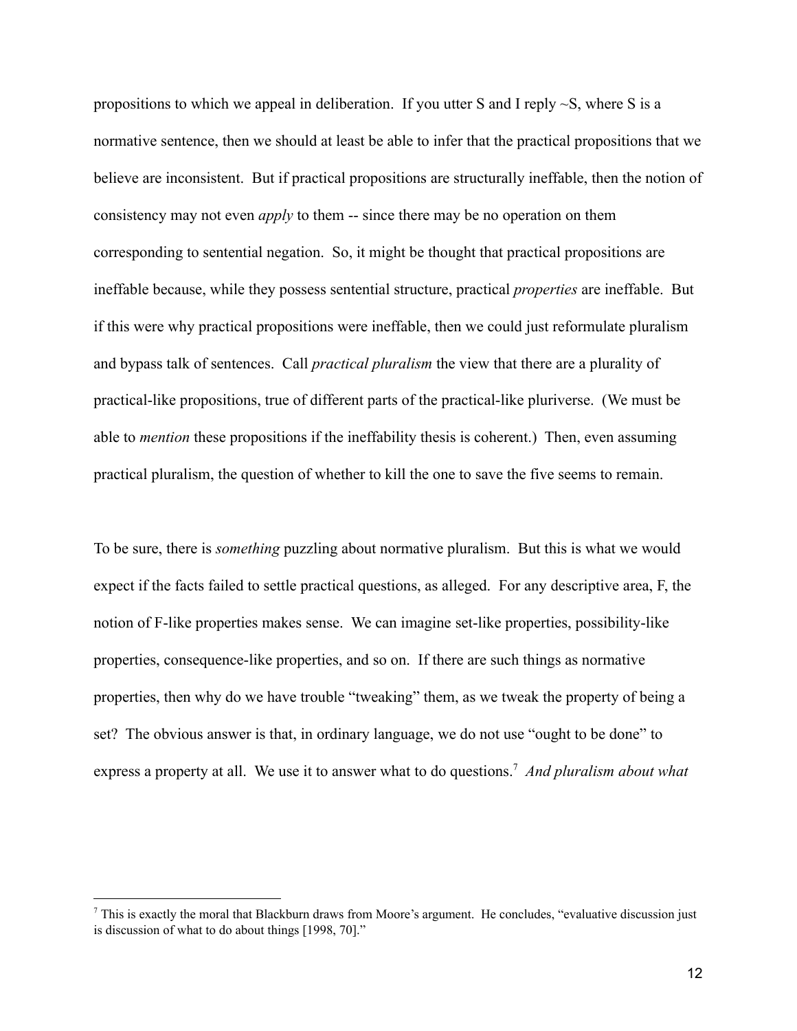propositions to which we appeal in deliberation. If you utter S and I reply ~S, where S is a normative sentence, then we should at least be able to infer that the practical propositions that we believe are inconsistent. But if practical propositions are structurally ineffable, then the notion of consistency may not even *apply* to them -- since there may be no operation on them corresponding to sentential negation. So, it might be thought that practical propositions are ineffable because, while they possess sentential structure, practical *properties* are ineffable. But if this were why practical propositions were ineffable, then we could just reformulate pluralism and bypass talk of sentences. Call *practical pluralism* the view that there are a plurality of practical-like propositions, true of different parts of the practical-like pluriverse. (We must be able to *mention* these propositions if the ineffability thesis is coherent.) Then, even assuming practical pluralism, the question of whether to kill the one to save the five seems to remain.

To be sure, there is *something* puzzling about normative pluralism. But this is what we would expect if the facts failed to settle practical questions, as alleged. For any descriptive area, F, the notion of F-like properties makes sense. We can imagine set-like properties, possibility-like properties, consequence-like properties, and so on. If there are such things as normative properties, then why do we have trouble "tweaking" them, as we tweak the property of being a set? The obvious answer is that, in ordinary language, we do not use "ought to be done" to express a property at all. We use it to answer what to do questions.[7] *And pluralism about what*

---

[7] This is exactly the moral that Blackburn draws from Moore's argument. He concludes, "evaluative discussion just is discussion of what to do about things [1998, 70]."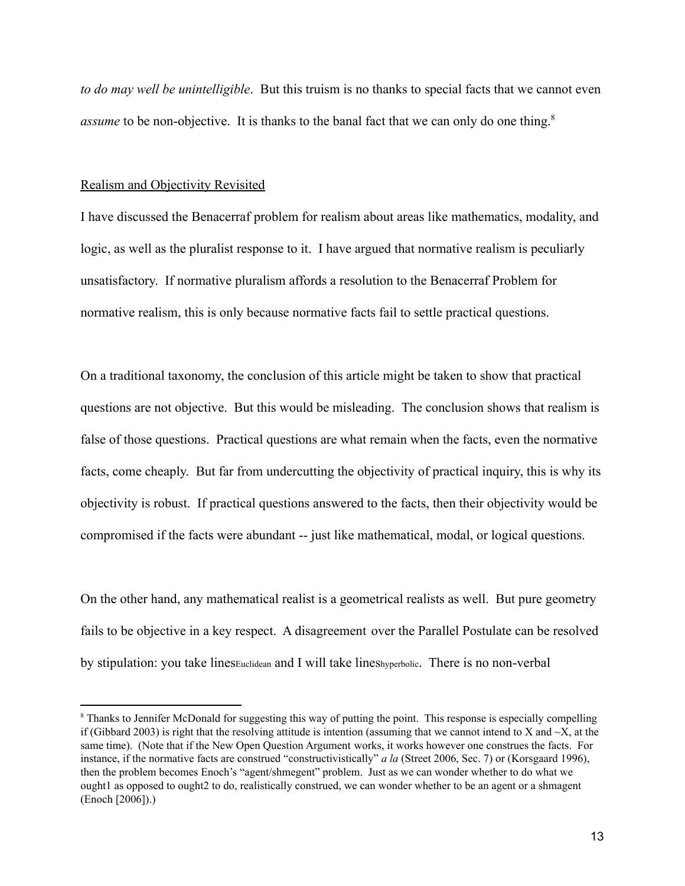*to do may well be unintelligible*. But this truism is no thanks to special facts that we cannot even *assume* to be non-objective. It is thanks to the banal fact that we can only do one thing.[8]

Realism and Objectivity Revisited

I have discussed the Benacerraf problem for realism about areas like mathematics, modality, and logic, as well as the pluralist response to it. I have argued that normative realism is peculiarly unsatisfactory. If normative pluralism affords a resolution to the Benacerraf Problem for normative realism, this is only because normative facts fail to settle practical questions.

On a traditional taxonomy, the conclusion of this article might be taken to show that practical questions are not objective. But this would be misleading. The conclusion shows that realism is false of those questions. Practical questions are what remain when the facts, even the normative facts, come cheaply. But far from undercutting the objectivity of practical inquiry, this is why its objectivity is robust. If practical questions answered to the facts, then their objectivity would be compromised if the facts were abundant -- just like mathematical, modal, or logical questions.

On the other hand, any mathematical realist is a geometrical realists as well. But pure geometry fails to be objective in a key respect. A disagreement over the Parallel Postulate can be resolved by stipulation: you take lines$_{\text{Euclidean}}$ and I will take lines$_{\text{hyperbolic}}$. There is no non-verbal

---

[8] Thanks to Jennifer McDonald for suggesting this way of putting the point. This response is especially compelling if (Gibbard 2003) is right that the resolving attitude is intention (assuming that we cannot intend to X and ~X, at the same time). (Note that if the New Open Question Argument works, it works however one construes the facts. For instance, if the normative facts are construed "constructivistically" *a la* (Street 2006, Sec. 7) or (Korsgaard 1996), then the problem becomes Enoch's "agent/shmegent" problem. Just as we can wonder whether to do what we ought1 as opposed to ought2 to do, realistically construed, we can wonder whether to be an agent or a shmagent (Enoch [2006]).)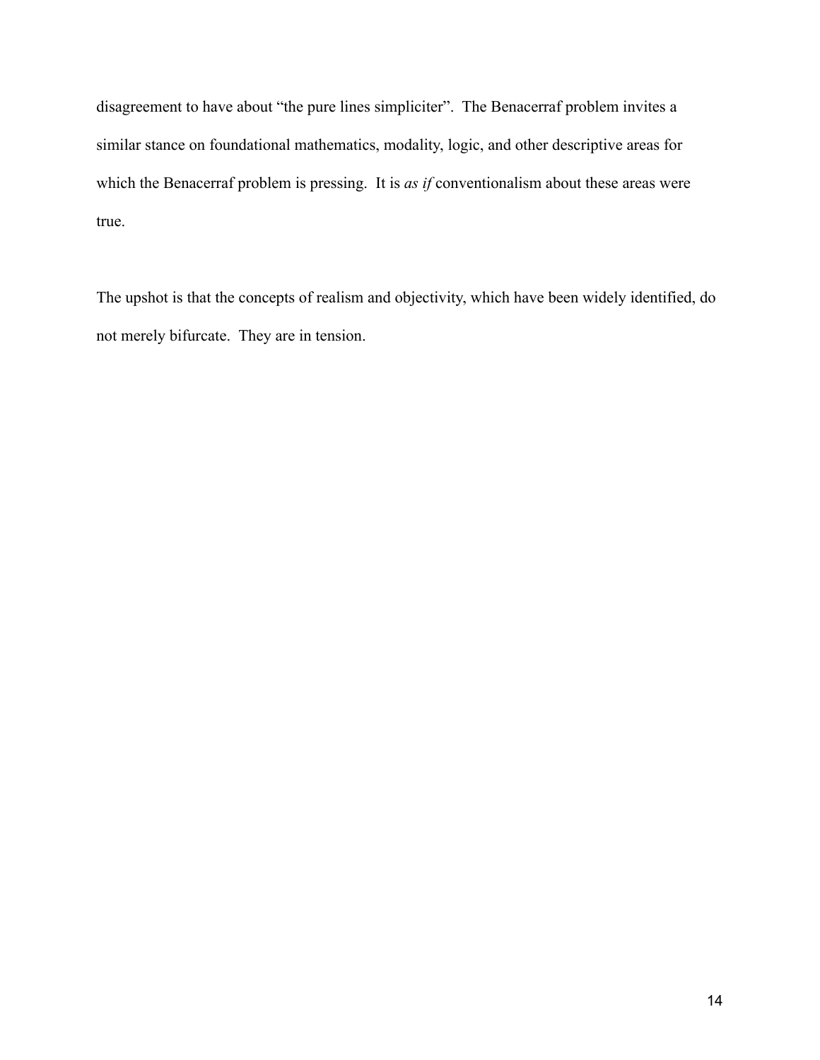disagreement to have about "the pure lines simpliciter". The Benacerraf problem invites a similar stance on foundational mathematics, modality, logic, and other descriptive areas for which the Benacerraf problem is pressing. It is *as if* conventionalism about these areas were true.

The upshot is that the concepts of realism and objectivity, which have been widely identified, do not merely bifurcate. They are in tension.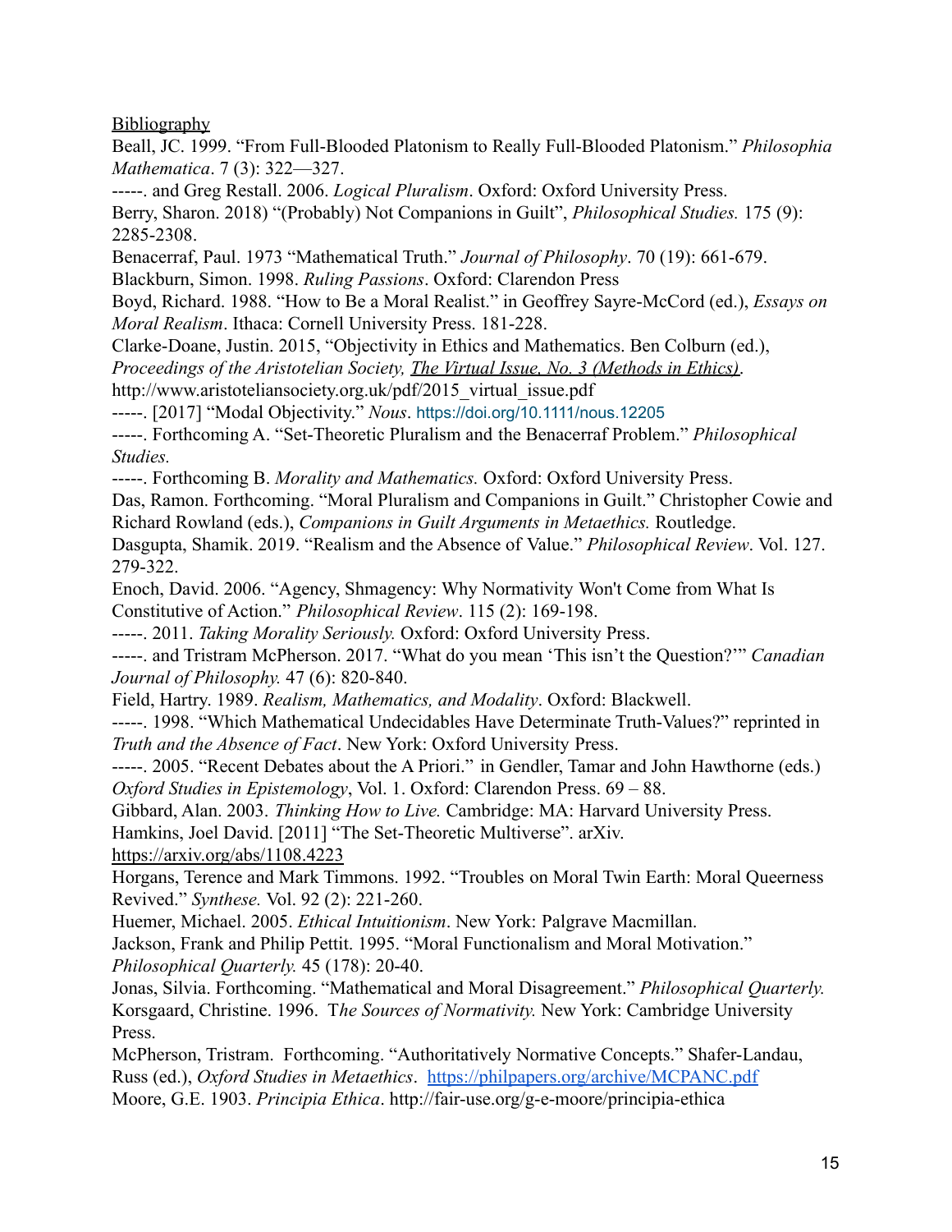Bibliography

Beall, JC. 1999. "From Full-Blooded Platonism to Really Full-Blooded Platonism." *Philosophia Mathematica*. 7 (3): 322—327.

-----. and Greg Restall. 2006. *Logical Pluralism*. Oxford: Oxford University Press.

Berry, Sharon. 2018) "(Probably) Not Companions in Guilt", *Philosophical Studies.* 175 (9): 2285-2308.

Benacerraf, Paul. 1973 "Mathematical Truth." *Journal of Philosophy*. 70 (19): 661-679.

Blackburn, Simon. 1998. *Ruling Passions*. Oxford: Clarendon Press

Boyd, Richard. 1988. "How to Be a Moral Realist." in Geoffrey Sayre-McCord (ed.), *Essays on Moral Realism*. Ithaca: Cornell University Press. 181-228.

Clarke-Doane, Justin. 2015, "Objectivity in Ethics and Mathematics. Ben Colburn (ed.), *Proceedings of the Aristotelian Society, The Virtual Issue, No. 3 (Methods in Ethics)*. http://www.aristoteliansociety.org.uk/pdf/2015_virtual_issue.pdf

-----. [2017] "Modal Objectivity." *Nous*. https://doi.org/10.1111/nous.12205

-----. Forthcoming A. "Set-Theoretic Pluralism and the Benacerraf Problem." *Philosophical Studies.*

-----. Forthcoming B. *Morality and Mathematics.* Oxford: Oxford University Press.

Das, Ramon. Forthcoming. "Moral Pluralism and Companions in Guilt." Christopher Cowie and Richard Rowland (eds.), *Companions in Guilt Arguments in Metaethics.* Routledge.

Dasgupta, Shamik. 2019. "Realism and the Absence of Value." *Philosophical Review*. Vol. 127. 279-322.

Enoch, David. 2006. "Agency, Shmagency: Why Normativity Won't Come from What Is Constitutive of Action." *Philosophical Review*. 115 (2): 169-198.

-----. 2011. *Taking Morality Seriously.* Oxford: Oxford University Press.

-----. and Tristram McPherson. 2017. "What do you mean 'This isn't the Question?'" *Canadian Journal of Philosophy.* 47 (6): 820-840.

Field, Hartry. 1989. *Realism, Mathematics, and Modality*. Oxford: Blackwell.

-----. 1998. "Which Mathematical Undecidables Have Determinate Truth-Values?" reprinted in *Truth and the Absence of Fact*. New York: Oxford University Press.

-----. 2005. "Recent Debates about the A Priori." in Gendler, Tamar and John Hawthorne (eds.) *Oxford Studies in Epistemology*, Vol. 1. Oxford: Clarendon Press. 69 – 88.

Gibbard, Alan. 2003. *Thinking How to Live.* Cambridge: MA: Harvard University Press.

Hamkins, Joel David. [2011] "The Set-Theoretic Multiverse". arXiv. https://arxiv.org/abs/1108.4223

Horgans, Terence and Mark Timmons. 1992. "Troubles on Moral Twin Earth: Moral Queerness Revived." *Synthese.* Vol. 92 (2): 221-260.

Huemer, Michael. 2005. *Ethical Intuitionism*. New York: Palgrave Macmillan.

Jackson, Frank and Philip Pettit. 1995. "Moral Functionalism and Moral Motivation." *Philosophical Quarterly.* 45 (178): 20-40.

Jonas, Silvia. Forthcoming. "Mathematical and Moral Disagreement." *Philosophical Quarterly.*

Korsgaard, Christine. 1996. T*he Sources of Normativity.* New York: Cambridge University Press.

McPherson, Tristram. Forthcoming. "Authoritatively Normative Concepts." Shafer-Landau, Russ (ed.), *Oxford Studies in Metaethics*. https://philpapers.org/archive/MCPANC.pdf

Moore, G.E. 1903. *Principia Ethica*. http://fair-use.org/g-e-moore/principia-ethica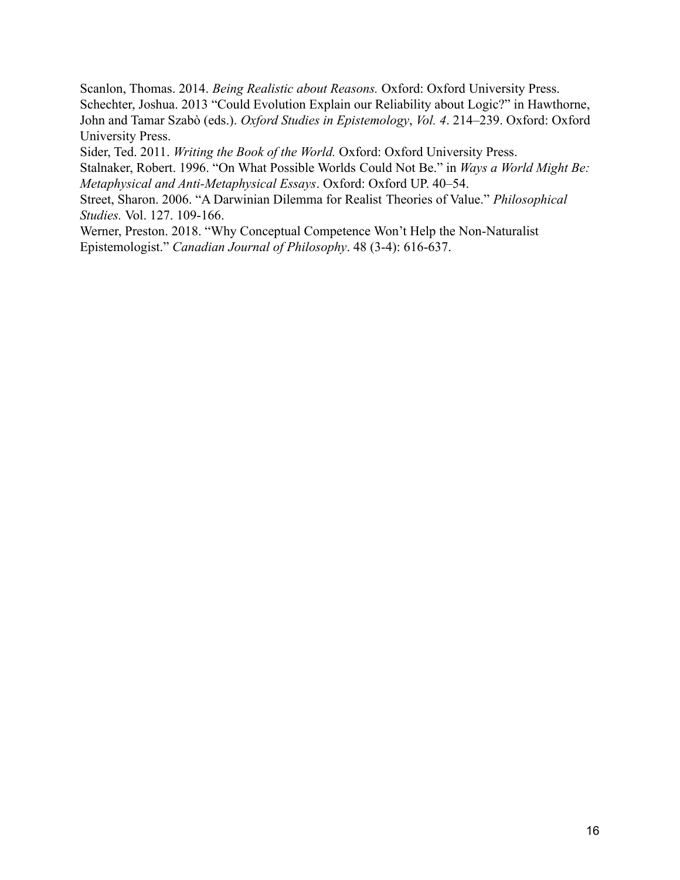Scanlon, Thomas. 2014. *Being Realistic about Reasons.* Oxford: Oxford University Press.

Schechter, Joshua. 2013 "Could Evolution Explain our Reliability about Logic?" in Hawthorne, John and Tamar Szabò (eds.). *Oxford Studies in Epistemology*, *Vol. 4*. 214–239. Oxford: Oxford University Press.

Sider, Ted. 2011. *Writing the Book of the World.* Oxford: Oxford University Press.

Stalnaker, Robert. 1996. "On What Possible Worlds Could Not Be." in *Ways a World Might Be: Metaphysical and Anti-Metaphysical Essays*. Oxford: Oxford UP. 40–54.

Street, Sharon. 2006. "A Darwinian Dilemma for Realist Theories of Value." *Philosophical Studies.* Vol. 127. 109-166.

Werner, Preston. 2018. "Why Conceptual Competence Won't Help the Non-Naturalist Epistemologist." *Canadian Journal of Philosophy*. 48 (3-4): 616-637.